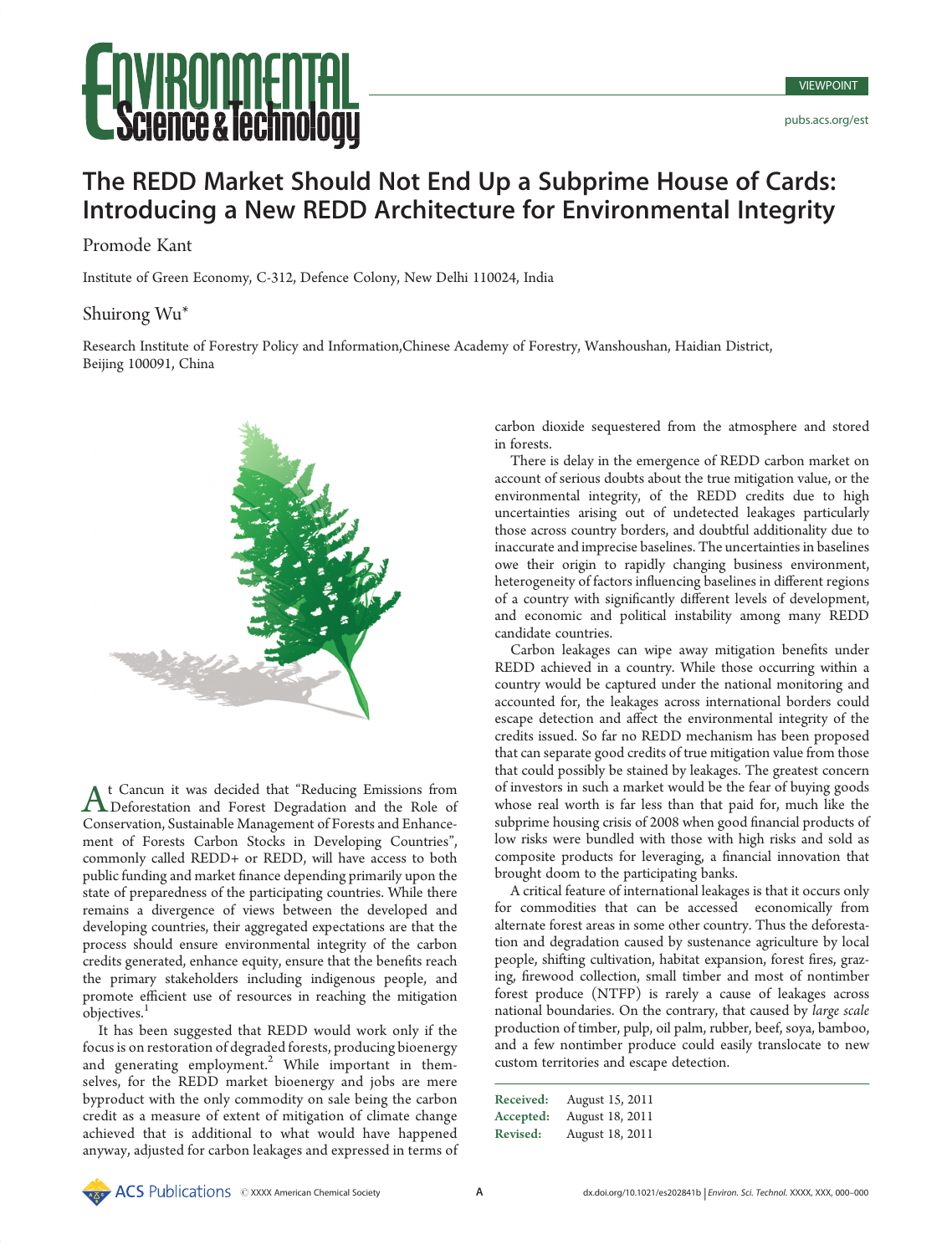# The REDD Market Should Not End Up a Subprime House of Cards: Introducing a New REDD Architecture for Environmental Integrity

Promode Kant

Institute of Green Economy, C-312, Defence Colony, New Delhi 110024, India

Shuirong Wu*

Research Institute of Forestry Policy and Information, Chinese Academy of Forestry, Wanshoushan, Haidian District, Beijing 100091, China

At Cancun it was decided that "Reducing Emissions from Deforestation and Forest Degradation and the Role of Conservation, Sustainable Management of Forests and Enhancement of Forests Carbon Stocks in Developing Countries", commonly called REDD+ or REDD, will have access to both public funding and market finance depending primarily upon the state of preparedness of the participating countries. While there remains a divergence of views between the developed and developing countries, their aggregated expectations are that the process should ensure environmental integrity of the carbon credits generated, enhance equity, ensure that the benefits reach the primary stakeholders including indigenous people, and promote efficient use of resources in reaching the mitigation objectives.[1]

It has been suggested that REDD would work only if the focus is on restoration of degraded forests, producing bioenergy and generating employment.[2] While important in themselves, for the REDD market bioenergy and jobs are mere byproduct with the only commodity on sale being the carbon credit as a measure of extent of mitigation of climate change achieved that is additional to what would have happened anyway, adjusted for carbon leakages and expressed in terms of carbon dioxide sequestered from the atmosphere and stored in forests.

There is delay in the emergence of REDD carbon market on account of serious doubts about the true mitigation value, or the environmental integrity, of the REDD credits due to high uncertainties arising out of undetected leakages particularly those across country borders, and doubtful additionality due to inaccurate and imprecise baselines. The uncertainties in baselines owe their origin to rapidly changing business environment, heterogeneity of factors influencing baselines in different regions of a country with significantly different levels of development, and economic and political instability among many REDD candidate countries.

Carbon leakages can wipe away mitigation benefits under REDD achieved in a country. While those occurring within a country would be captured under the national monitoring and accounted for, the leakages across international borders could escape detection and affect the environmental integrity of the credits issued. So far no REDD mechanism has been proposed that can separate good credits of true mitigation value from those that could possibly be stained by leakages. The greatest concern of investors in such a market would be the fear of buying goods whose real worth is far less than that paid for, much like the subprime housing crisis of 2008 when good financial products of low risks were bundled with those with high risks and sold as composite products for leveraging, a financial innovation that brought doom to the participating banks.

A critical feature of international leakages is that it occurs only for commodities that can be accessed economically from alternate forest areas in some other country. Thus the deforestation and degradation caused by sustenance agriculture by local people, shifting cultivation, habitat expansion, forest fires, grazing, firewood collection, small timber and most of nontimber forest produce (NTFP) is rarely a cause of leakages across national boundaries. On the contrary, that caused by *large scale* production of timber, pulp, oil palm, rubber, beef, soya, bamboo, and a few nontimber produce could easily translocate to new custom territories and escape detection.

**Received:** August 15, 2011
**Accepted:** August 18, 2011
**Revised:** August 18, 2011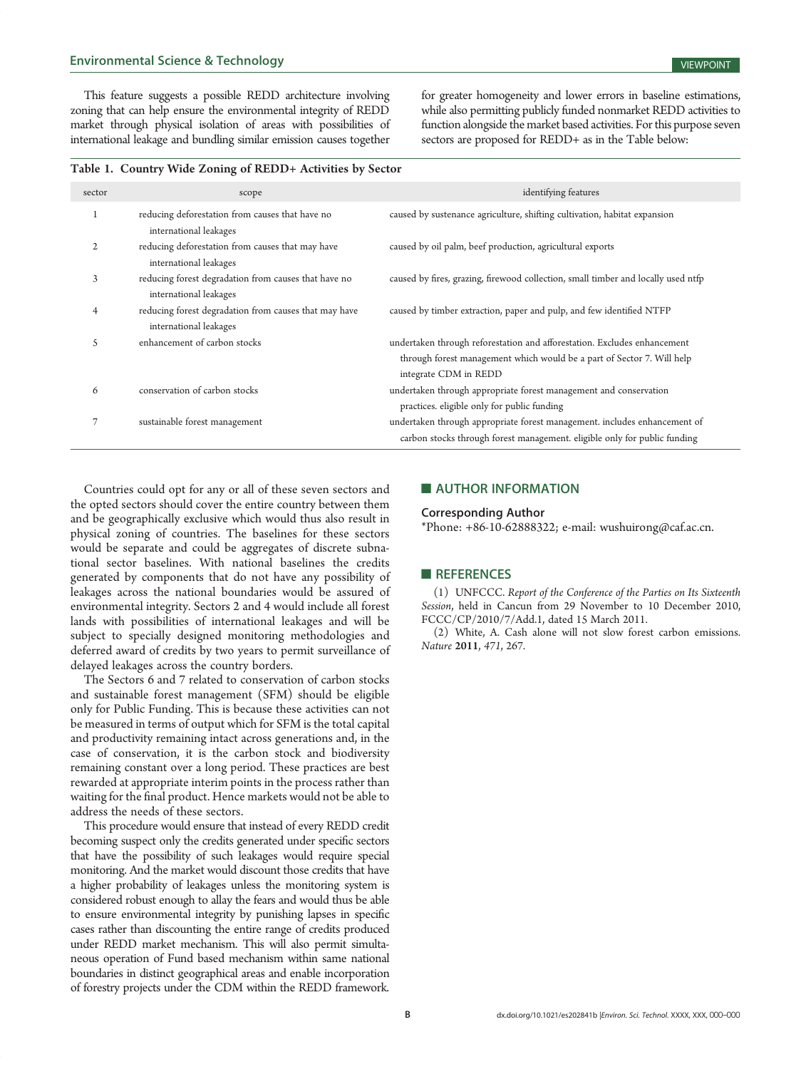This feature suggests a possible REDD architecture involving zoning that can help ensure the environmental integrity of REDD market through physical isolation of areas with possibilities of international leakage and bundling similar emission causes together for greater homogeneity and lower errors in baseline estimations, while also permitting publicly funded nonmarket REDD activities to function alongside the market based activities. For this purpose seven sectors are proposed for REDD+ as in the Table below:

**Table 1. Country Wide Zoning of REDD+ Activities by Sector**

| sector | scope | identifying features |
|---|---|---|
| 1 | reducing deforestation from causes that have no international leakages | caused by sustenance agriculture, shifting cultivation, habitat expansion |
| 2 | reducing deforestation from causes that may have international leakages | caused by oil palm, beef production, agricultural exports |
| 3 | reducing forest degradation from causes that have no international leakages | caused by fires, grazing, firewood collection, small timber and locally used ntfp |
| 4 | reducing forest degradation from causes that may have international leakages | caused by timber extraction, paper and pulp, and few identified NTFP |
| 5 | enhancement of carbon stocks | undertaken through reforestation and afforestation. Excludes enhancement through forest management which would be a part of Sector 7. Will help integrate CDM in REDD |
| 6 | conservation of carbon stocks | undertaken through appropriate forest management and conservation practices. eligible only for public funding |
| 7 | sustainable forest management | undertaken through appropriate forest management. includes enhancement of carbon stocks through forest management. eligible only for public funding |

Countries could opt for any or all of these seven sectors and the opted sectors should cover the entire country between them and be geographically exclusive which would thus also result in physical zoning of countries. The baselines for these sectors would be separate and could be aggregates of discrete subnational sector baselines. With national baselines the credits generated by components that do not have any possibility of leakages across the national boundaries would be assured of environmental integrity. Sectors 2 and 4 would include all forest lands with possibilities of international leakages and will be subject to specially designed monitoring methodologies and deferred award of credits by two years to permit surveillance of delayed leakages across the country borders.

The Sectors 6 and 7 related to conservation of carbon stocks and sustainable forest management (SFM) should be eligible only for Public Funding. This is because these activities can not be measured in terms of output which for SFM is the total capital and productivity remaining intact across generations and, in the case of conservation, it is the carbon stock and biodiversity remaining constant over a long period. These practices are best rewarded at appropriate interim points in the process rather than waiting for the final product. Hence markets would not be able to address the needs of these sectors.

This procedure would ensure that instead of every REDD credit becoming suspect only the credits generated under specific sectors that have the possibility of such leakages would require special monitoring. And the market would discount those credits that have a higher probability of leakages unless the monitoring system is considered robust enough to allay the fears and would thus be able to ensure environmental integrity by punishing lapses in specific cases rather than discounting the entire range of credits produced under REDD market mechanism. This will also permit simultaneous operation of Fund based mechanism within same national boundaries in distinct geographical areas and enable incorporation of forestry projects under the CDM within the REDD framework.

## AUTHOR INFORMATION

### Corresponding Author

*Phone: +86-10-62888322; e-mail: wushuirong@caf.ac.cn.

## REFERENCES

(1) UNFCCC. *Report of the Conference of the Parties on Its Sixteenth Session*, held in Cancun from 29 November to 10 December 2010, FCCC/CP/2010/7/Add.1, dated 15 March 2011.

(2) White, A. Cash alone will not slow forest carbon emissions. *Nature* **2011**, *471*, 267.